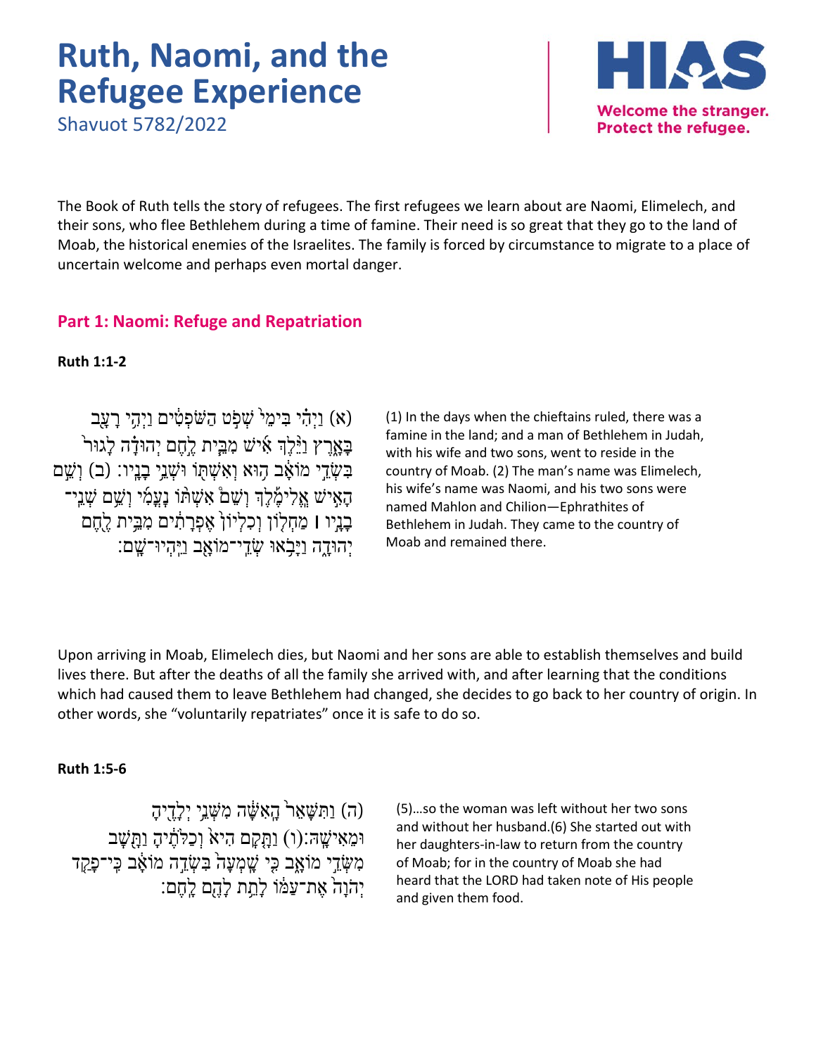# Ruth, Naomi, and the Refugee Experience

Shavuot 5782/2022

HIAS
Welcome the stranger.
Protect the refugee.

The Book of Ruth tells the story of refugees. The first refugees we learn about are Naomi, Elimelech, and their sons, who flee Bethlehem during a time of famine. Their need is so great that they go to the land of Moab, the historical enemies of the Israelites. The family is forced by circumstance to migrate to a place of uncertain welcome and perhaps even mortal danger.

## Part 1: Naomi: Refuge and Repatriation

**Ruth 1:1-2**

(א) וַיְהִ֗י בִּימֵי֙ שְׁפֹ֣ט הַשֹּׁפְטִ֔ים וַיְהִ֥י רָעָ֖ב בָּאָ֑רֶץ וַיֵּ֨לֶךְ אִ֜ישׁ מִבֵּ֧ית לֶ֣חֶם יְהוּדָ֗ה לָגוּר֙ בִּשְׂדֵ֣י מוֹאָ֔ב ה֥וּא וְאִשְׁתּ֖וֹ וּשְׁנֵ֥י בָנָֽיו׃ (ב) וְשֵׁ֣ם הָאִ֣ישׁ אֱ‍ֽלִימֶ֡לֶךְ וְשֵׁם֩ אִשְׁתּ֨וֹ נָעֳמִ֜י וְשֵׁ֥ם שְׁנֵֽי־בָנָ֣יו ׀ מַחְל֤וֹן וְכִלְיוֹן֙ אֶפְרָתִ֔ים מִבֵּ֥ית לֶ֖חֶם יְהוּדָ֑ה וַיָּבֹ֥אוּ שְׂדֵי־מוֹאָ֖ב וַיִּֽהְיוּ־שָֽׁם׃

(1) In the days when the chieftains ruled, there was a famine in the land; and a man of Bethlehem in Judah, with his wife and two sons, went to reside in the country of Moab. (2) The man's name was Elimelech, his wife's name was Naomi, and his two sons were named Mahlon and Chilion—Ephrathites of Bethlehem in Judah. They came to the country of Moab and remained there.

Upon arriving in Moab, Elimelech dies, but Naomi and her sons are able to establish themselves and build lives there. But after the deaths of all the family she arrived with, and after learning that the conditions which had caused them to leave Bethlehem had changed, she decides to go back to her country of origin. In other words, she "voluntarily repatriates" once it is safe to do so.

**Ruth 1:5-6**

(ה) וַתִּשָּׁאֵר֙ הָֽאִשָּׁ֔ה מִשְּׁנֵ֥י יְלָדֶ֖יהָ וּמֵאִישָֽׁהּ׃(ו) וַתָּ֤קָם הִיא֙ וְכַלֹּתֶ֔יהָ וַתָּ֖שָׁב מִשְּׂדֵ֣י מוֹאָ֑ב כִּ֤י שָֽׁמְעָה֙ בִּשְׂדֵ֣ה מוֹאָ֔ב כִּֽי־פָקַ֤ד יְהֹוָה֙ אֶת־עַמּ֔וֹ לָתֵ֥ת לָהֶ֖ם לָֽחֶם׃

(5)…so the woman was left without her two sons and without her husband.(6) She started out with her daughters-in-law to return from the country of Moab; for in the country of Moab she had heard that the LORD had taken note of His people and given them food.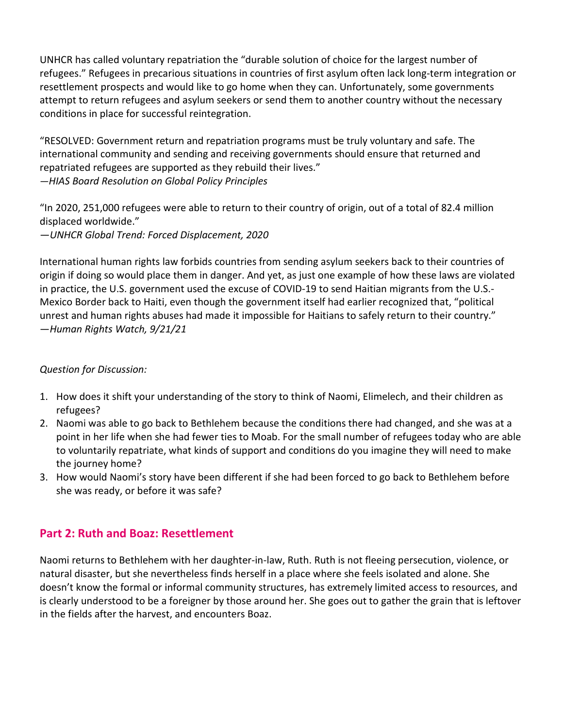UNHCR has called voluntary repatriation the "durable solution of choice for the largest number of refugees." Refugees in precarious situations in countries of first asylum often lack long-term integration or resettlement prospects and would like to go home when they can. Unfortunately, some governments attempt to return refugees and asylum seekers or send them to another country without the necessary conditions in place for successful reintegration.

"RESOLVED: Government return and repatriation programs must be truly voluntary and safe. The international community and sending and receiving governments should ensure that returned and repatriated refugees are supported as they rebuild their lives."
*—HIAS Board Resolution on Global Policy Principles*

"In 2020, 251,000 refugees were able to return to their country of origin, out of a total of 82.4 million displaced worldwide."
*—UNHCR Global Trend: Forced Displacement, 2020*

International human rights law forbids countries from sending asylum seekers back to their countries of origin if doing so would place them in danger. And yet, as just one example of how these laws are violated in practice, the U.S. government used the excuse of COVID-19 to send Haitian migrants from the U.S.-Mexico Border back to Haiti, even though the government itself had earlier recognized that, "political unrest and human rights abuses had made it impossible for Haitians to safely return to their country."
*—Human Rights Watch, 9/21/21*

*Question for Discussion:*

1. How does it shift your understanding of the story to think of Naomi, Elimelech, and their children as refugees?
2. Naomi was able to go back to Bethlehem because the conditions there had changed, and she was at a point in her life when she had fewer ties to Moab. For the small number of refugees today who are able to voluntarily repatriate, what kinds of support and conditions do you imagine they will need to make the journey home?
3. How would Naomi's story have been different if she had been forced to go back to Bethlehem before she was ready, or before it was safe?

## Part 2: Ruth and Boaz: Resettlement

Naomi returns to Bethlehem with her daughter-in-law, Ruth. Ruth is not fleeing persecution, violence, or natural disaster, but she nevertheless finds herself in a place where she feels isolated and alone. She doesn't know the formal or informal community structures, has extremely limited access to resources, and is clearly understood to be a foreigner by those around her. She goes out to gather the grain that is leftover in the fields after the harvest, and encounters Boaz.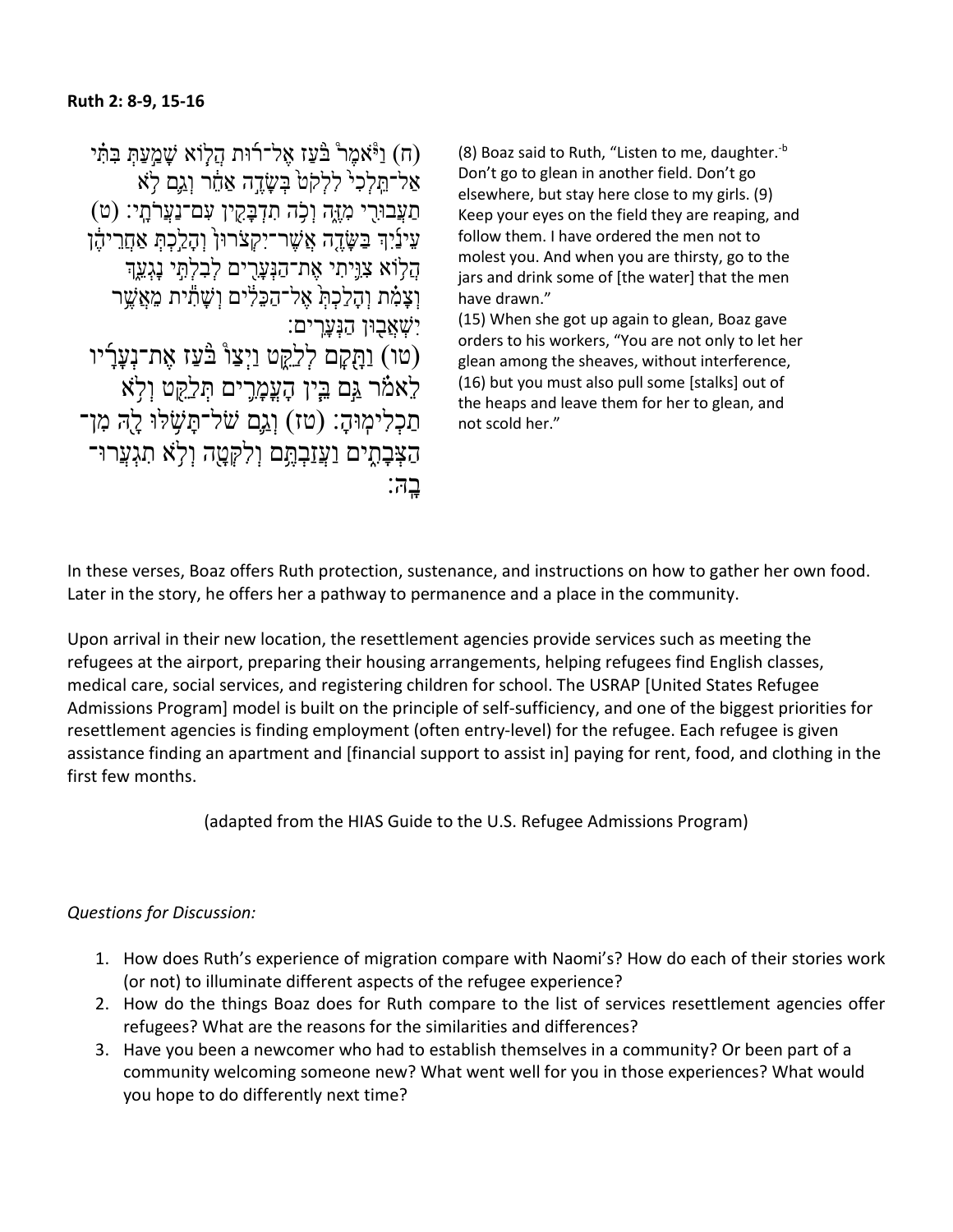**Ruth 2: 8-9, 15-16**

(ח) וַיֹּאמֶר בֹּעַז אֶל־רוּת הֲלוֹא שָׁמַעַתְּ בִּתִּי אַל־תֵּלְכִי לִלְקֹט בְּשָׂדֶה אַחֵר וְגַם לֹא תַעֲבוּרִי מִזֶּה וְכֹה תִדְבָּקִין עִם־נַעֲרֹתָי׃ (ט) עֵינַיִךְ בַּשָּׂדֶה אֲשֶׁר־יִקְצֹרוּן וְהָלַכְתְּ אַחֲרֵיהֶן הֲלוֹא צִוִּיתִי אֶת־הַנְּעָרִים לְבִלְתִּי נָגְעֵךְ וְצָמִת וְהָלַכְתְּ אֶל־הַכֵּלִים וְשָׁתִית מֵאֲשֶׁר יִשְׁאֲבוּן הַנְּעָרִים׃
(טו) וַתָּקָם לְלַקֵּט וַיְצַו בֹּעַז אֶת־נְעָרָיו לֵאמֹר גַּם בֵּין הָעֳמָרִים תְּלַקֵּט וְלֹא תַכְלִימוּהָ׃ (טז) וְגַם שֹׁל־תָּשֹׁלּוּ לָהּ מִן־הַצְּבָתִים וַעֲזַבְתֶּם וְלִקְּטָה וְלֹא תִגְעֲרוּ־בָהּ׃

(8) Boaz said to Ruth, "Listen to me, daughter.[-b] Don't go to glean in another field. Don't go elsewhere, but stay here close to my girls. (9) Keep your eyes on the field they are reaping, and follow them. I have ordered the men not to molest you. And when you are thirsty, go to the jars and drink some of [the water] that the men have drawn."
(15) When she got up again to glean, Boaz gave orders to his workers, "You are not only to let her glean among the sheaves, without interference, (16) but you must also pull some [stalks] out of the heaps and leave them for her to glean, and not scold her."

In these verses, Boaz offers Ruth protection, sustenance, and instructions on how to gather her own food. Later in the story, he offers her a pathway to permanence and a place in the community.

Upon arrival in their new location, the resettlement agencies provide services such as meeting the refugees at the airport, preparing their housing arrangements, helping refugees find English classes, medical care, social services, and registering children for school. The USRAP [United States Refugee Admissions Program] model is built on the principle of self-sufficiency, and one of the biggest priorities for resettlement agencies is finding employment (often entry-level) for the refugee. Each refugee is given assistance finding an apartment and [financial support to assist in] paying for rent, food, and clothing in the first few months.

(adapted from the HIAS Guide to the U.S. Refugee Admissions Program)

*Questions for Discussion:*

1. How does Ruth's experience of migration compare with Naomi's? How do each of their stories work (or not) to illuminate different aspects of the refugee experience?
2. How do the things Boaz does for Ruth compare to the list of services resettlement agencies offer refugees? What are the reasons for the similarities and differences?
3. Have you been a newcomer who had to establish themselves in a community? Or been part of a community welcoming someone new? What went well for you in those experiences? What would you hope to do differently next time?